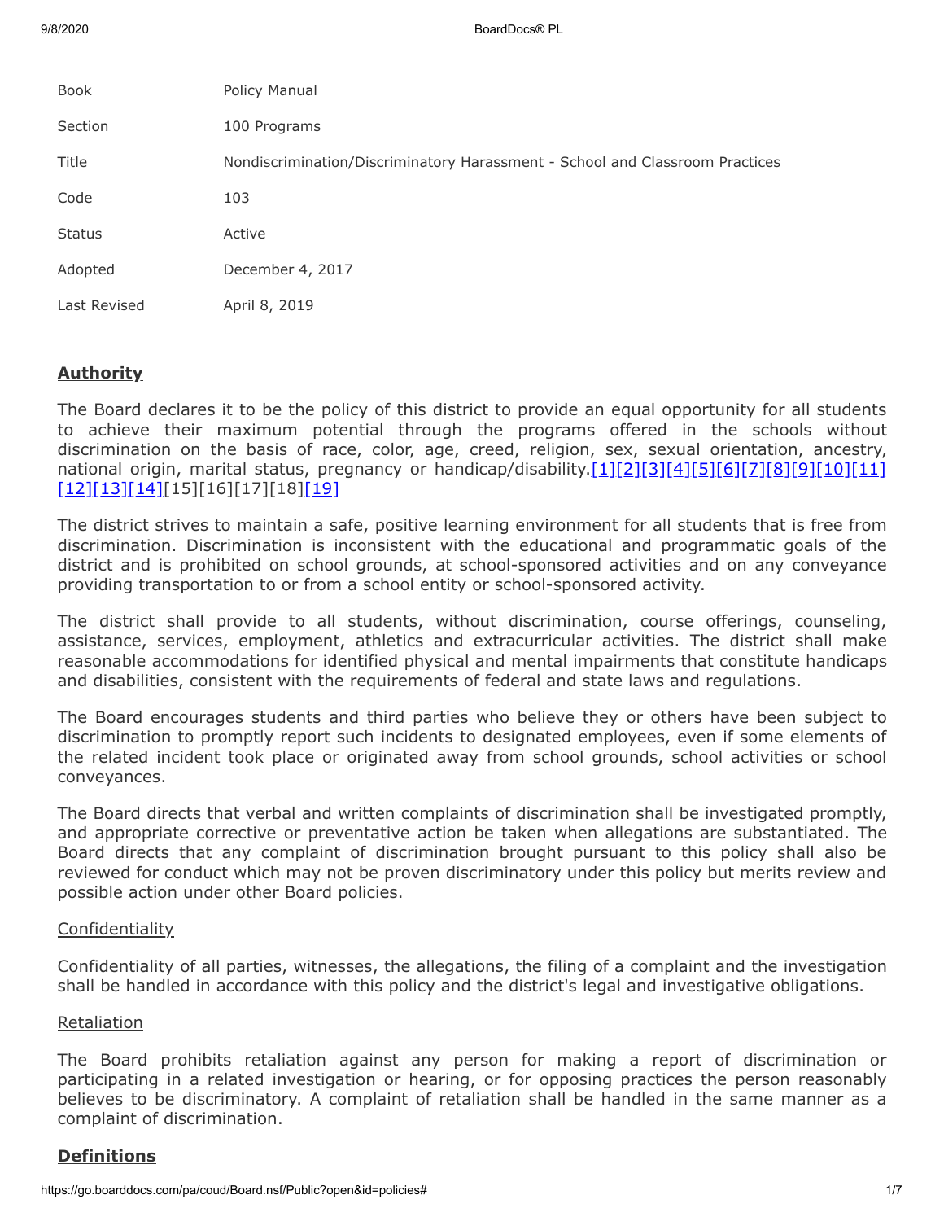| Book | Policy Manual |
|---|---|
| Section | 100 Programs |
| Title | Nondiscrimination/Discriminatory Harassment - School and Classroom Practices |
| Code | 103 |
| Status | Active |
| Adopted | December 4, 2017 |
| Last Revised | April 8, 2019 |

## Authority

The Board declares it to be the policy of this district to provide an equal opportunity for all students to achieve their maximum potential through the programs offered in the schools without discrimination on the basis of race, color, age, creed, religion, sex, sexual orientation, ancestry, national origin, marital status, pregnancy or handicap/disability.[1][2][3][4][5][6][7][8][9][10][11][12][13][14][15][16][17][18][19]

The district strives to maintain a safe, positive learning environment for all students that is free from discrimination. Discrimination is inconsistent with the educational and programmatic goals of the district and is prohibited on school grounds, at school-sponsored activities and on any conveyance providing transportation to or from a school entity or school-sponsored activity.

The district shall provide to all students, without discrimination, course offerings, counseling, assistance, services, employment, athletics and extracurricular activities. The district shall make reasonable accommodations for identified physical and mental impairments that constitute handicaps and disabilities, consistent with the requirements of federal and state laws and regulations.

The Board encourages students and third parties who believe they or others have been subject to discrimination to promptly report such incidents to designated employees, even if some elements of the related incident took place or originated away from school grounds, school activities or school conveyances.

The Board directs that verbal and written complaints of discrimination shall be investigated promptly, and appropriate corrective or preventative action be taken when allegations are substantiated. The Board directs that any complaint of discrimination brought pursuant to this policy shall also be reviewed for conduct which may not be proven discriminatory under this policy but merits review and possible action under other Board policies.

### Confidentiality

Confidentiality of all parties, witnesses, the allegations, the filing of a complaint and the investigation shall be handled in accordance with this policy and the district's legal and investigative obligations.

### Retaliation

The Board prohibits retaliation against any person for making a report of discrimination or participating in a related investigation or hearing, or for opposing practices the person reasonably believes to be discriminatory. A complaint of retaliation shall be handled in the same manner as a complaint of discrimination.

## Definitions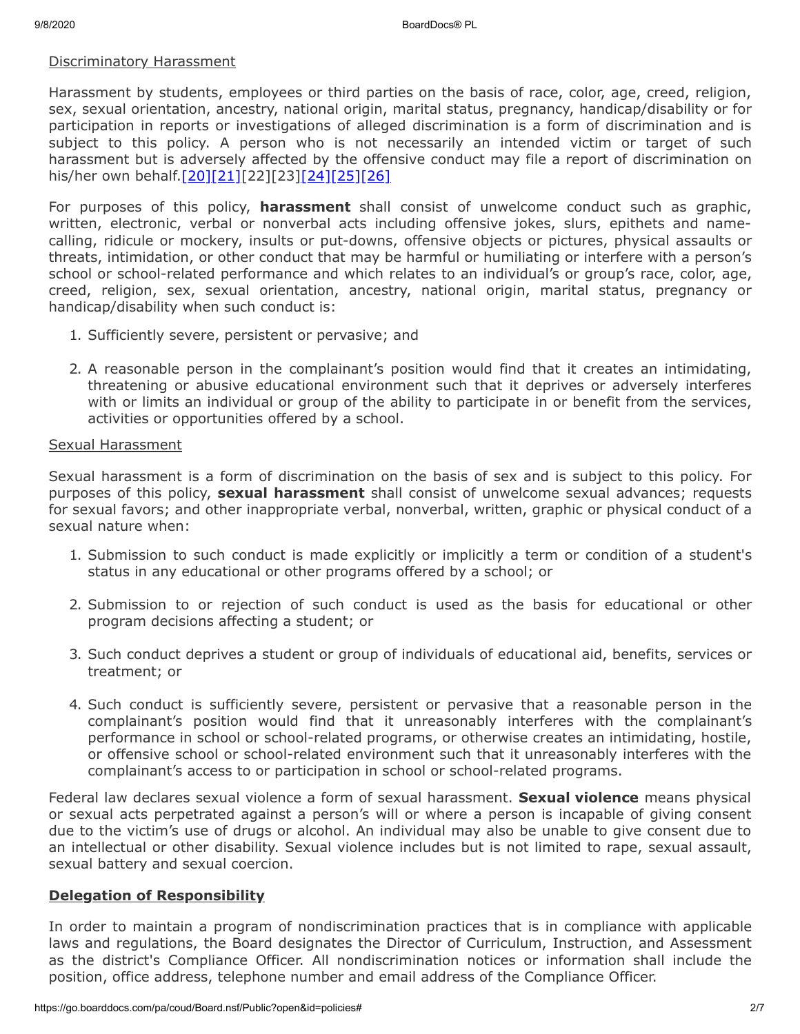Discriminatory Harassment

Harassment by students, employees or third parties on the basis of race, color, age, creed, religion, sex, sexual orientation, ancestry, national origin, marital status, pregnancy, handicap/disability or for participation in reports or investigations of alleged discrimination is a form of discrimination and is subject to this policy. A person who is not necessarily an intended victim or target of such harassment but is adversely affected by the offensive conduct may file a report of discrimination on his/her own behalf.[20][21][22][23][24][25][26]

For purposes of this policy, **harassment** shall consist of unwelcome conduct such as graphic, written, electronic, verbal or nonverbal acts including offensive jokes, slurs, epithets and name-calling, ridicule or mockery, insults or put-downs, offensive objects or pictures, physical assaults or threats, intimidation, or other conduct that may be harmful or humiliating or interfere with a person's school or school-related performance and which relates to an individual's or group's race, color, age, creed, religion, sex, sexual orientation, ancestry, national origin, marital status, pregnancy or handicap/disability when such conduct is:

1. Sufficiently severe, persistent or pervasive; and

2. A reasonable person in the complainant's position would find that it creates an intimidating, threatening or abusive educational environment such that it deprives or adversely interferes with or limits an individual or group of the ability to participate in or benefit from the services, activities or opportunities offered by a school.

Sexual Harassment

Sexual harassment is a form of discrimination on the basis of sex and is subject to this policy. For purposes of this policy, **sexual harassment** shall consist of unwelcome sexual advances; requests for sexual favors; and other inappropriate verbal, nonverbal, written, graphic or physical conduct of a sexual nature when:

1. Submission to such conduct is made explicitly or implicitly a term or condition of a student's status in any educational or other programs offered by a school; or

2. Submission to or rejection of such conduct is used as the basis for educational or other program decisions affecting a student; or

3. Such conduct deprives a student or group of individuals of educational aid, benefits, services or treatment; or

4. Such conduct is sufficiently severe, persistent or pervasive that a reasonable person in the complainant's position would find that it unreasonably interferes with the complainant's performance in school or school-related programs, or otherwise creates an intimidating, hostile, or offensive school or school-related environment such that it unreasonably interferes with the complainant's access to or participation in school or school-related programs.

Federal law declares sexual violence a form of sexual harassment. **Sexual violence** means physical or sexual acts perpetrated against a person's will or where a person is incapable of giving consent due to the victim's use of drugs or alcohol. An individual may also be unable to give consent due to an intellectual or other disability. Sexual violence includes but is not limited to rape, sexual assault, sexual battery and sexual coercion.

## Delegation of Responsibility

In order to maintain a program of nondiscrimination practices that is in compliance with applicable laws and regulations, the Board designates the Director of Curriculum, Instruction, and Assessment as the district's Compliance Officer. All nondiscrimination notices or information shall include the position, office address, telephone number and email address of the Compliance Officer.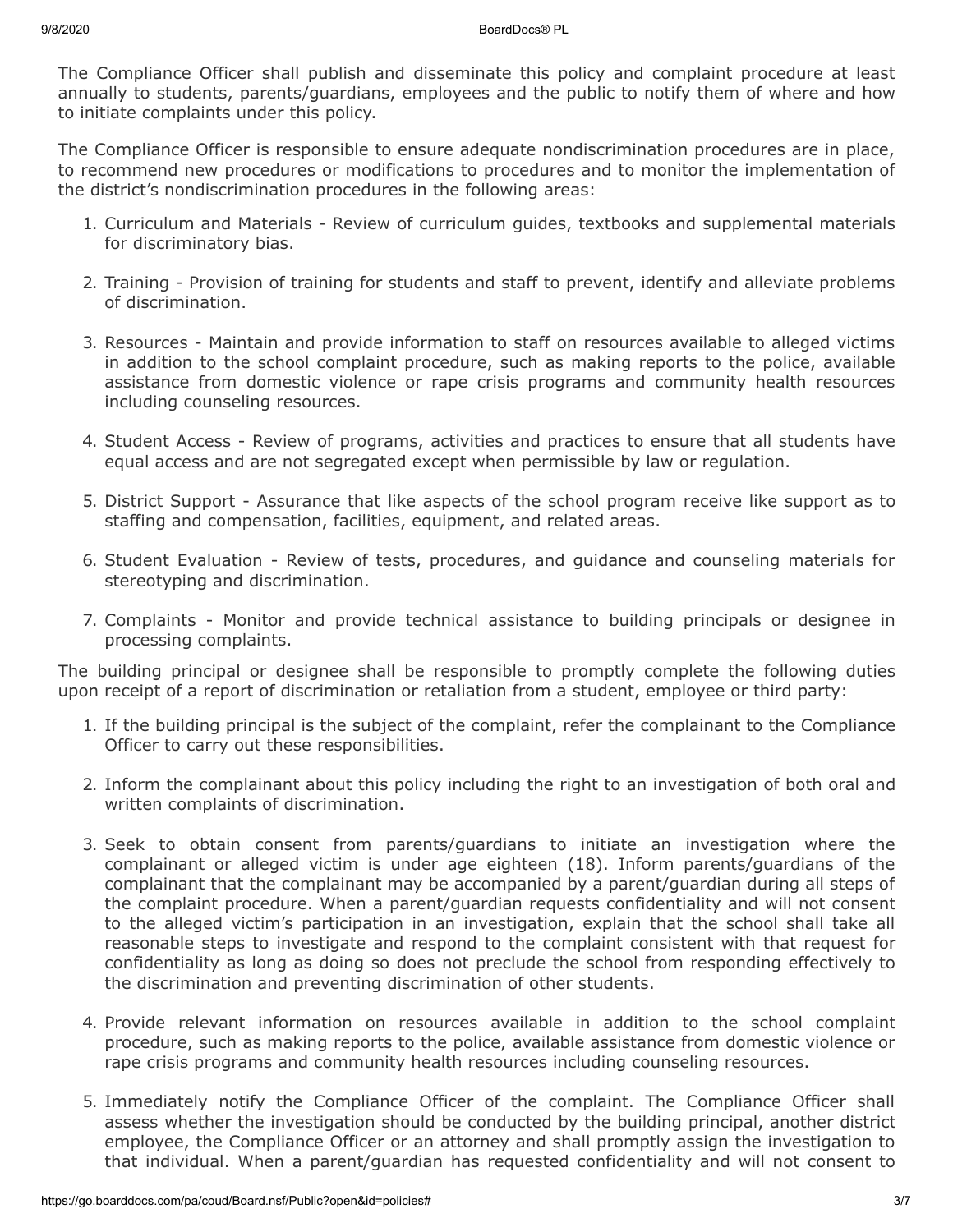The Compliance Officer shall publish and disseminate this policy and complaint procedure at least annually to students, parents/guardians, employees and the public to notify them of where and how to initiate complaints under this policy.

The Compliance Officer is responsible to ensure adequate nondiscrimination procedures are in place, to recommend new procedures or modifications to procedures and to monitor the implementation of the district's nondiscrimination procedures in the following areas:

1. Curriculum and Materials - Review of curriculum guides, textbooks and supplemental materials for discriminatory bias.
2. Training - Provision of training for students and staff to prevent, identify and alleviate problems of discrimination.
3. Resources - Maintain and provide information to staff on resources available to alleged victims in addition to the school complaint procedure, such as making reports to the police, available assistance from domestic violence or rape crisis programs and community health resources including counseling resources.
4. Student Access - Review of programs, activities and practices to ensure that all students have equal access and are not segregated except when permissible by law or regulation.
5. District Support - Assurance that like aspects of the school program receive like support as to staffing and compensation, facilities, equipment, and related areas.
6. Student Evaluation - Review of tests, procedures, and guidance and counseling materials for stereotyping and discrimination.
7. Complaints - Monitor and provide technical assistance to building principals or designee in processing complaints.

The building principal or designee shall be responsible to promptly complete the following duties upon receipt of a report of discrimination or retaliation from a student, employee or third party:

1. If the building principal is the subject of the complaint, refer the complainant to the Compliance Officer to carry out these responsibilities.
2. Inform the complainant about this policy including the right to an investigation of both oral and written complaints of discrimination.
3. Seek to obtain consent from parents/guardians to initiate an investigation where the complainant or alleged victim is under age eighteen (18). Inform parents/guardians of the complainant that the complainant may be accompanied by a parent/guardian during all steps of the complaint procedure. When a parent/guardian requests confidentiality and will not consent to the alleged victim's participation in an investigation, explain that the school shall take all reasonable steps to investigate and respond to the complaint consistent with that request for confidentiality as long as doing so does not preclude the school from responding effectively to the discrimination and preventing discrimination of other students.
4. Provide relevant information on resources available in addition to the school complaint procedure, such as making reports to the police, available assistance from domestic violence or rape crisis programs and community health resources including counseling resources.
5. Immediately notify the Compliance Officer of the complaint. The Compliance Officer shall assess whether the investigation should be conducted by the building principal, another district employee, the Compliance Officer or an attorney and shall promptly assign the investigation to that individual. When a parent/guardian has requested confidentiality and will not consent to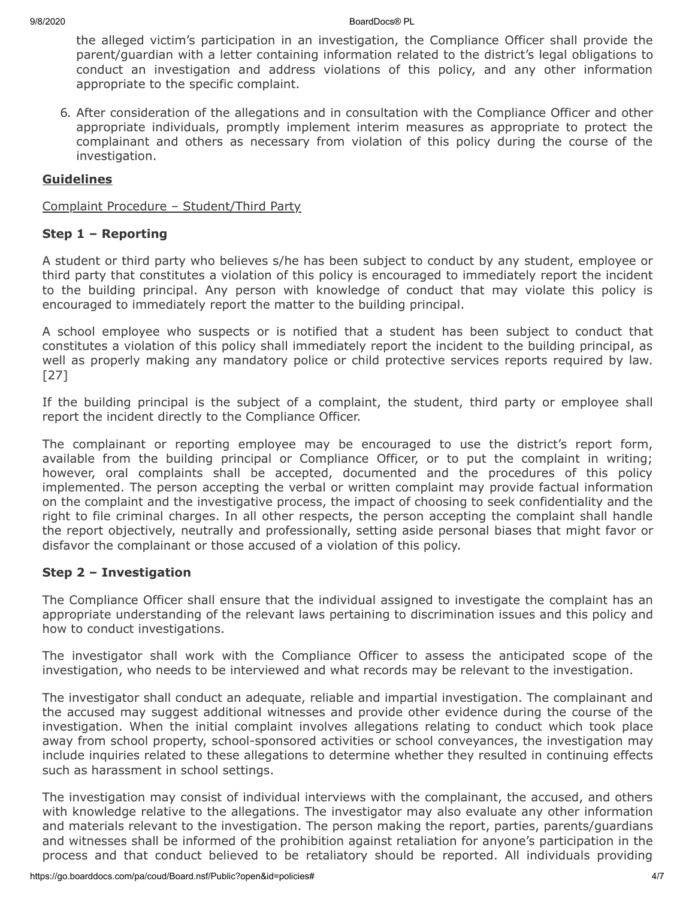the alleged victim's participation in an investigation, the Compliance Officer shall provide the parent/guardian with a letter containing information related to the district's legal obligations to conduct an investigation and address violations of this policy, and any other information appropriate to the specific complaint.

6. After consideration of the allegations and in consultation with the Compliance Officer and other appropriate individuals, promptly implement interim measures as appropriate to protect the complainant and others as necessary from violation of this policy during the course of the investigation.

## Guidelines

Complaint Procedure – Student/Third Party

### Step 1 – Reporting

A student or third party who believes s/he has been subject to conduct by any student, employee or third party that constitutes a violation of this policy is encouraged to immediately report the incident to the building principal. Any person with knowledge of conduct that may violate this policy is encouraged to immediately report the matter to the building principal.

A school employee who suspects or is notified that a student has been subject to conduct that constitutes a violation of this policy shall immediately report the incident to the building principal, as well as properly making any mandatory police or child protective services reports required by law. [27]

If the building principal is the subject of a complaint, the student, third party or employee shall report the incident directly to the Compliance Officer.

The complainant or reporting employee may be encouraged to use the district's report form, available from the building principal or Compliance Officer, or to put the complaint in writing; however, oral complaints shall be accepted, documented and the procedures of this policy implemented. The person accepting the verbal or written complaint may provide factual information on the complaint and the investigative process, the impact of choosing to seek confidentiality and the right to file criminal charges. In all other respects, the person accepting the complaint shall handle the report objectively, neutrally and professionally, setting aside personal biases that might favor or disfavor the complainant or those accused of a violation of this policy.

### Step 2 – Investigation

The Compliance Officer shall ensure that the individual assigned to investigate the complaint has an appropriate understanding of the relevant laws pertaining to discrimination issues and this policy and how to conduct investigations.

The investigator shall work with the Compliance Officer to assess the anticipated scope of the investigation, who needs to be interviewed and what records may be relevant to the investigation.

The investigator shall conduct an adequate, reliable and impartial investigation. The complainant and the accused may suggest additional witnesses and provide other evidence during the course of the investigation. When the initial complaint involves allegations relating to conduct which took place away from school property, school-sponsored activities or school conveyances, the investigation may include inquiries related to these allegations to determine whether they resulted in continuing effects such as harassment in school settings.

The investigation may consist of individual interviews with the complainant, the accused, and others with knowledge relative to the allegations. The investigator may also evaluate any other information and materials relevant to the investigation. The person making the report, parties, parents/guardians and witnesses shall be informed of the prohibition against retaliation for anyone's participation in the process and that conduct believed to be retaliatory should be reported. All individuals providing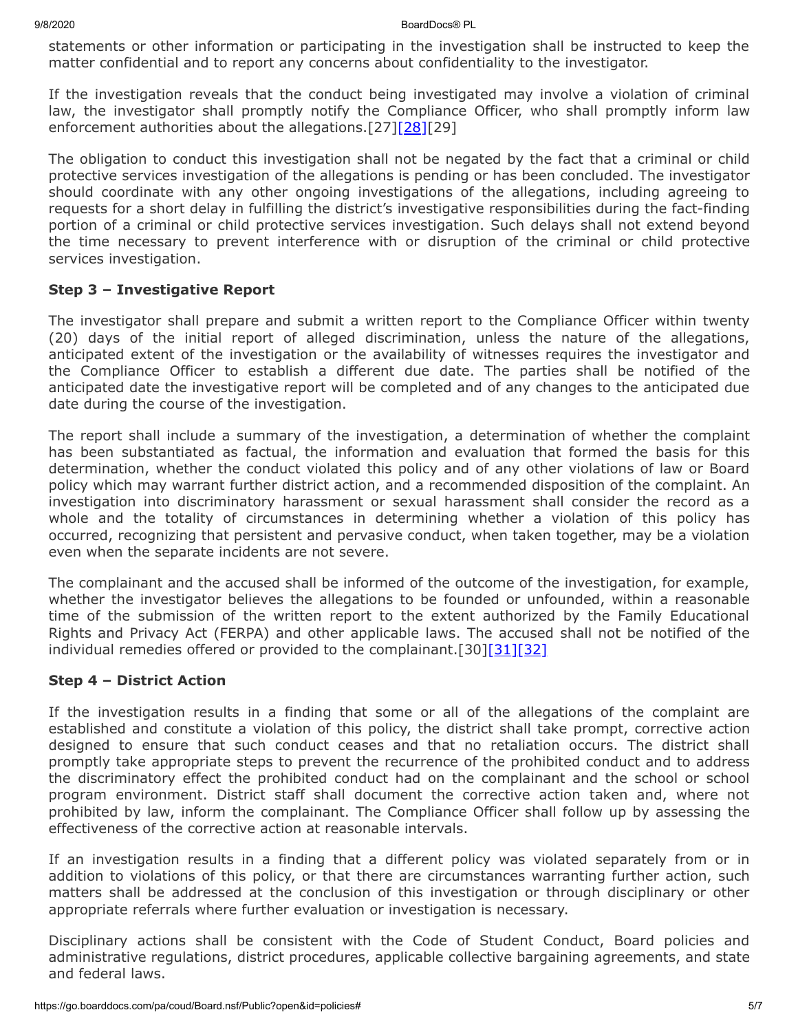statements or other information or participating in the investigation shall be instructed to keep the matter confidential and to report any concerns about confidentiality to the investigator.

If the investigation reveals that the conduct being investigated may involve a violation of criminal law, the investigator shall promptly notify the Compliance Officer, who shall promptly inform law enforcement authorities about the allegations.[27][28][29]

The obligation to conduct this investigation shall not be negated by the fact that a criminal or child protective services investigation of the allegations is pending or has been concluded. The investigator should coordinate with any other ongoing investigations of the allegations, including agreeing to requests for a short delay in fulfilling the district's investigative responsibilities during the fact-finding portion of a criminal or child protective services investigation. Such delays shall not extend beyond the time necessary to prevent interference with or disruption of the criminal or child protective services investigation.

**Step 3 – Investigative Report**

The investigator shall prepare and submit a written report to the Compliance Officer within twenty (20) days of the initial report of alleged discrimination, unless the nature of the allegations, anticipated extent of the investigation or the availability of witnesses requires the investigator and the Compliance Officer to establish a different due date. The parties shall be notified of the anticipated date the investigative report will be completed and of any changes to the anticipated due date during the course of the investigation.

The report shall include a summary of the investigation, a determination of whether the complaint has been substantiated as factual, the information and evaluation that formed the basis for this determination, whether the conduct violated this policy and of any other violations of law or Board policy which may warrant further district action, and a recommended disposition of the complaint. An investigation into discriminatory harassment or sexual harassment shall consider the record as a whole and the totality of circumstances in determining whether a violation of this policy has occurred, recognizing that persistent and pervasive conduct, when taken together, may be a violation even when the separate incidents are not severe.

The complainant and the accused shall be informed of the outcome of the investigation, for example, whether the investigator believes the allegations to be founded or unfounded, within a reasonable time of the submission of the written report to the extent authorized by the Family Educational Rights and Privacy Act (FERPA) and other applicable laws. The accused shall not be notified of the individual remedies offered or provided to the complainant.[30][31][32]

**Step 4 – District Action**

If the investigation results in a finding that some or all of the allegations of the complaint are established and constitute a violation of this policy, the district shall take prompt, corrective action designed to ensure that such conduct ceases and that no retaliation occurs. The district shall promptly take appropriate steps to prevent the recurrence of the prohibited conduct and to address the discriminatory effect the prohibited conduct had on the complainant and the school or school program environment. District staff shall document the corrective action taken and, where not prohibited by law, inform the complainant. The Compliance Officer shall follow up by assessing the effectiveness of the corrective action at reasonable intervals.

If an investigation results in a finding that a different policy was violated separately from or in addition to violations of this policy, or that there are circumstances warranting further action, such matters shall be addressed at the conclusion of this investigation or through disciplinary or other appropriate referrals where further evaluation or investigation is necessary.

Disciplinary actions shall be consistent with the Code of Student Conduct, Board policies and administrative regulations, district procedures, applicable collective bargaining agreements, and state and federal laws.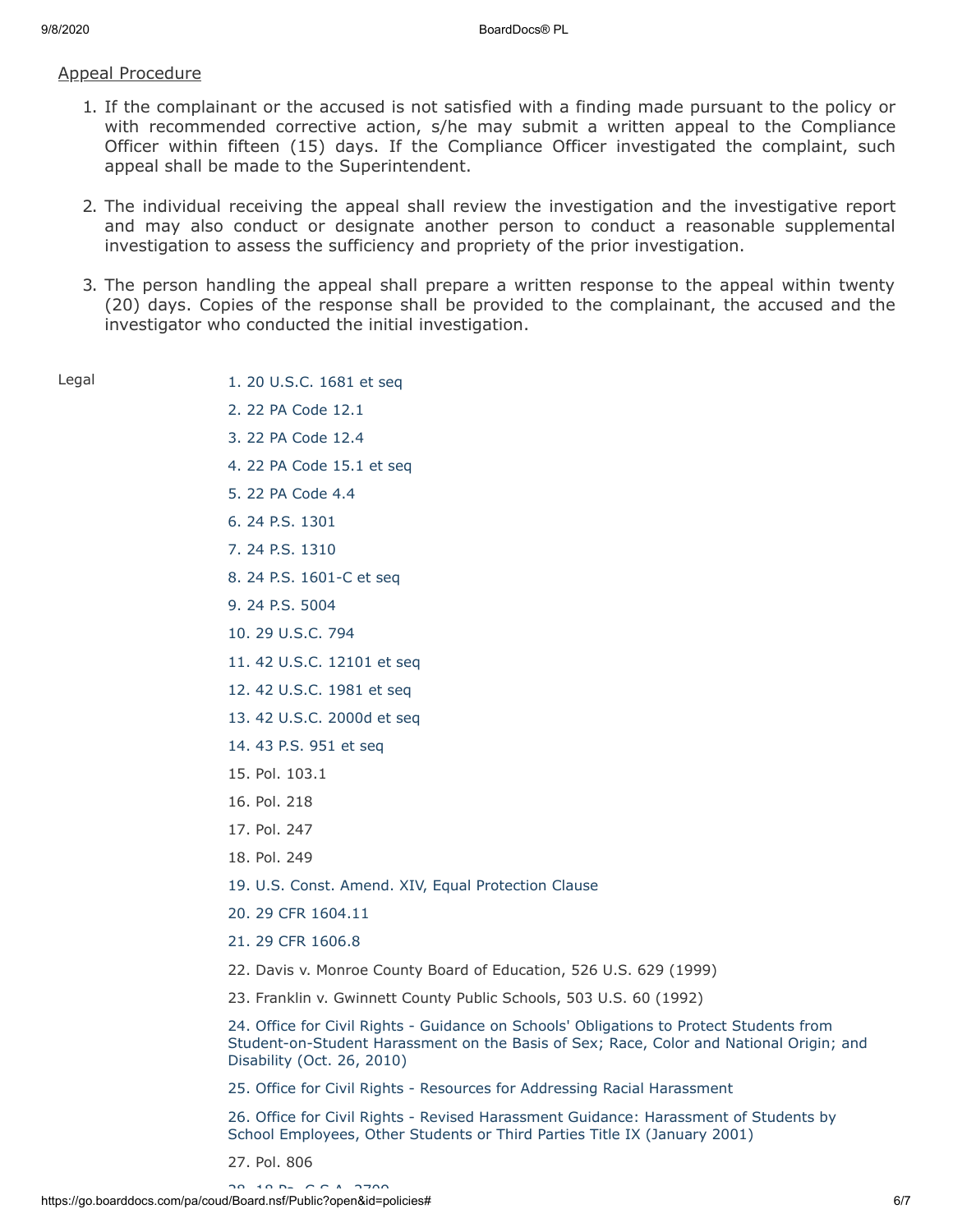Appeal Procedure

1. If the complainant or the accused is not satisfied with a finding made pursuant to the policy or with recommended corrective action, s/he may submit a written appeal to the Compliance Officer within fifteen (15) days. If the Compliance Officer investigated the complaint, such appeal shall be made to the Superintendent.

2. The individual receiving the appeal shall review the investigation and the investigative report and may also conduct or designate another person to conduct a reasonable supplemental investigation to assess the sufficiency and propriety of the prior investigation.

3. The person handling the appeal shall prepare a written response to the appeal within twenty (20) days. Copies of the response shall be provided to the complainant, the accused and the investigator who conducted the initial investigation.

Legal

1. 20 U.S.C. 1681 et seq
2. 22 PA Code 12.1
3. 22 PA Code 12.4
4. 22 PA Code 15.1 et seq
5. 22 PA Code 4.4
6. 24 P.S. 1301
7. 24 P.S. 1310
8. 24 P.S. 1601-C et seq
9. 24 P.S. 5004
10. 29 U.S.C. 794
11. 42 U.S.C. 12101 et seq
12. 42 U.S.C. 1981 et seq
13. 42 U.S.C. 2000d et seq
14. 43 P.S. 951 et seq
15. Pol. 103.1
16. Pol. 218
17. Pol. 247
18. Pol. 249
19. U.S. Const. Amend. XIV, Equal Protection Clause
20. 29 CFR 1604.11
21. 29 CFR 1606.8
22. Davis v. Monroe County Board of Education, 526 U.S. 629 (1999)
23. Franklin v. Gwinnett County Public Schools, 503 U.S. 60 (1992)
24. Office for Civil Rights - Guidance on Schools' Obligations to Protect Students from Student-on-Student Harassment on the Basis of Sex; Race, Color and National Origin; and Disability (Oct. 26, 2010)
25. Office for Civil Rights - Resources for Addressing Racial Harassment
26. Office for Civil Rights - Revised Harassment Guidance: Harassment of Students by School Employees, Other Students or Third Parties Title IX (January 2001)
27. Pol. 806
28. 18 Pa. C.S.A. 2709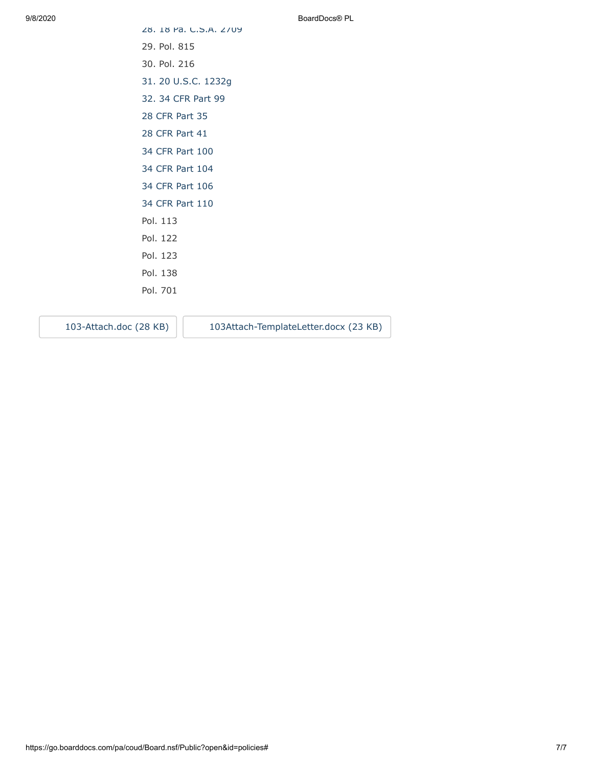28. 18 Pa. C.S.A. 2709

29. Pol. 815

30. Pol. 216

31. 20 U.S.C. 1232g

32. 34 CFR Part 99

28 CFR Part 35

28 CFR Part 41

34 CFR Part 100

34 CFR Part 104

34 CFR Part 106

34 CFR Part 110

Pol. 113

Pol. 122

Pol. 123

Pol. 138

Pol. 701

103-Attach.doc (28 KB)

103Attach-TemplateLetter.docx (23 KB)